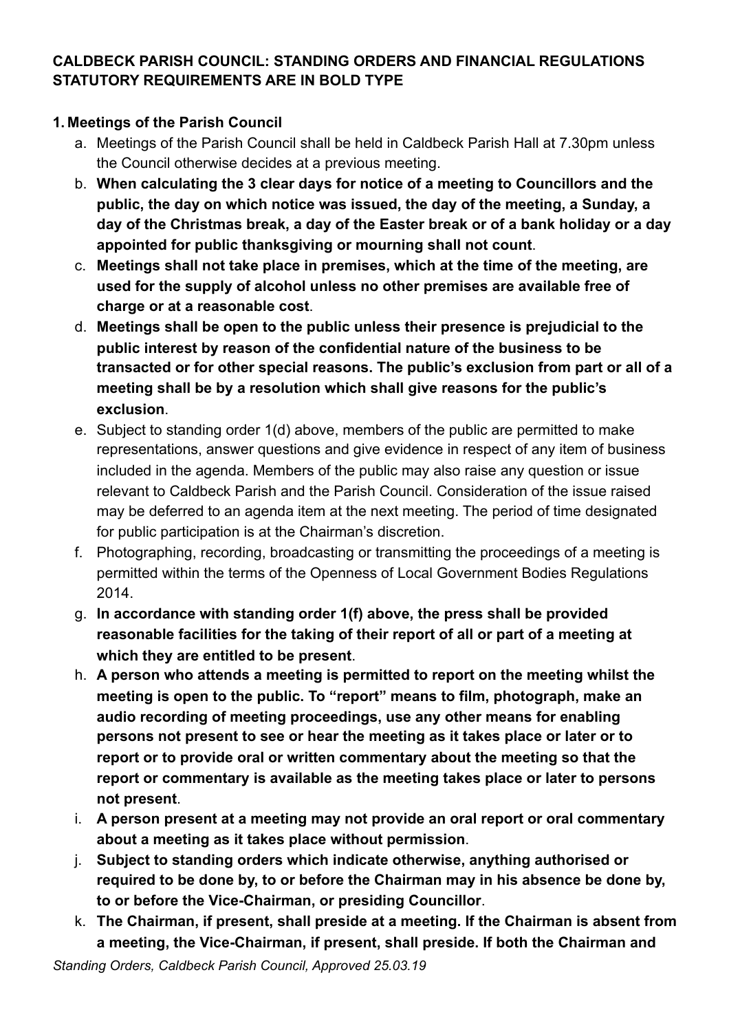**CALDBECK PARISH COUNCIL: STANDING ORDERS AND FINANCIAL REGULATIONS STATUTORY REQUIREMENTS ARE IN BOLD TYPE**

**1. Meetings of the Parish Council**

a. Meetings of the Parish Council shall be held in Caldbeck Parish Hall at 7.30pm unless the Council otherwise decides at a previous meeting.

b. **When calculating the 3 clear days for notice of a meeting to Councillors and the public, the day on which notice was issued, the day of the meeting, a Sunday, a day of the Christmas break, a day of the Easter break or of a bank holiday or a day appointed for public thanksgiving or mourning shall not count**.

c. **Meetings shall not take place in premises, which at the time of the meeting, are used for the supply of alcohol unless no other premises are available free of charge or at a reasonable cost**.

d. **Meetings shall be open to the public unless their presence is prejudicial to the public interest by reason of the confidential nature of the business to be transacted or for other special reasons. The public's exclusion from part or all of a meeting shall be by a resolution which shall give reasons for the public's exclusion**.

e. Subject to standing order 1(d) above, members of the public are permitted to make representations, answer questions and give evidence in respect of any item of business included in the agenda. Members of the public may also raise any question or issue relevant to Caldbeck Parish and the Parish Council. Consideration of the issue raised may be deferred to an agenda item at the next meeting. The period of time designated for public participation is at the Chairman's discretion.

f. Photographing, recording, broadcasting or transmitting the proceedings of a meeting is permitted within the terms of the Openness of Local Government Bodies Regulations 2014.

g. **In accordance with standing order 1(f) above, the press shall be provided reasonable facilities for the taking of their report of all or part of a meeting at which they are entitled to be present**.

h. **A person who attends a meeting is permitted to report on the meeting whilst the meeting is open to the public. To "report" means to film, photograph, make an audio recording of meeting proceedings, use any other means for enabling persons not present to see or hear the meeting as it takes place or later or to report or to provide oral or written commentary about the meeting so that the report or commentary is available as the meeting takes place or later to persons not present**.

i. **A person present at a meeting may not provide an oral report or oral commentary about a meeting as it takes place without permission**.

j. **Subject to standing orders which indicate otherwise, anything authorised or required to be done by, to or before the Chairman may in his absence be done by, to or before the Vice-Chairman, or presiding Councillor**.

k. **The Chairman, if present, shall preside at a meeting. If the Chairman is absent from a meeting, the Vice-Chairman, if present, shall preside. If both the Chairman and**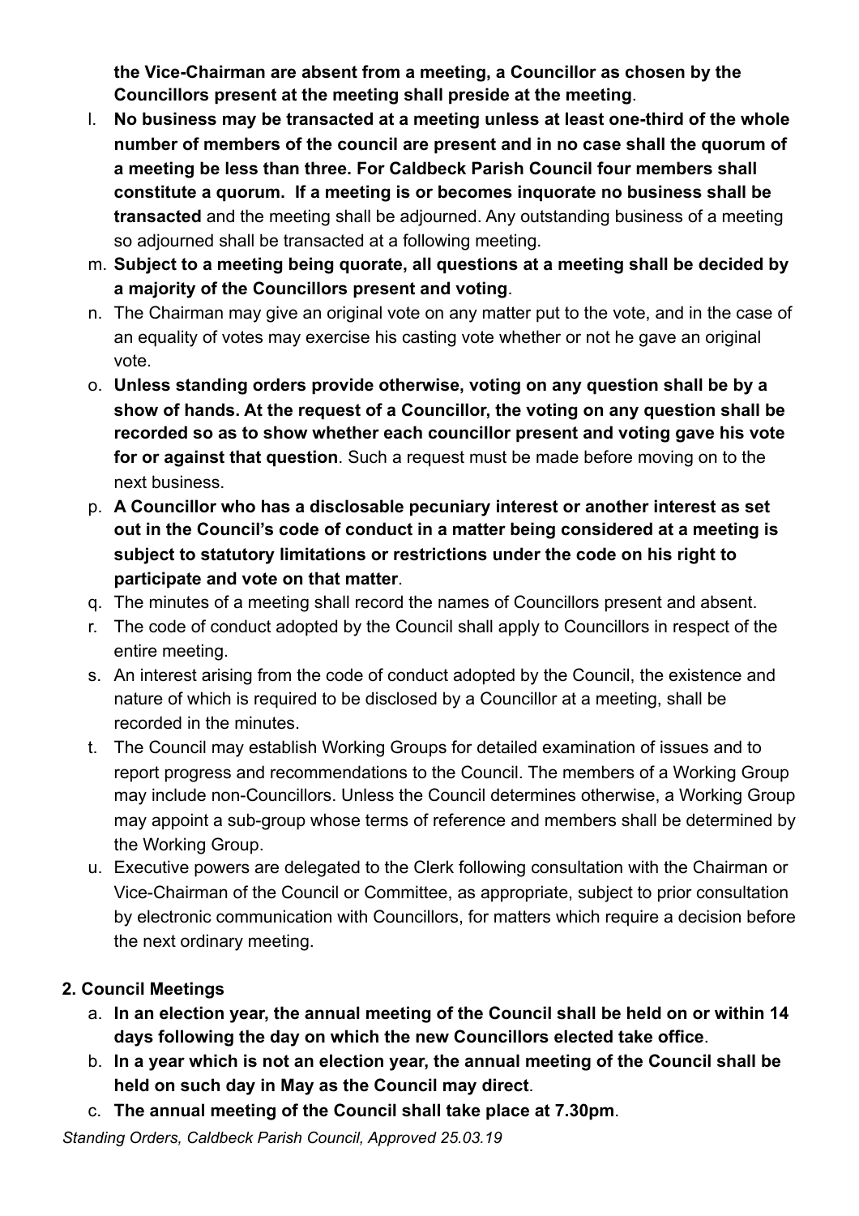**the Vice-Chairman are absent from a meeting, a Councillor as chosen by the Councillors present at the meeting shall preside at the meeting**.

l. **No business may be transacted at a meeting unless at least one-third of the whole number of members of the council are present and in no case shall the quorum of a meeting be less than three. For Caldbeck Parish Council four members shall constitute a quorum. If a meeting is or becomes inquorate no business shall be transacted** and the meeting shall be adjourned. Any outstanding business of a meeting so adjourned shall be transacted at a following meeting.
m. **Subject to a meeting being quorate, all questions at a meeting shall be decided by a majority of the Councillors present and voting**.
n. The Chairman may give an original vote on any matter put to the vote, and in the case of an equality of votes may exercise his casting vote whether or not he gave an original vote.
o. **Unless standing orders provide otherwise, voting on any question shall be by a show of hands. At the request of a Councillor, the voting on any question shall be recorded so as to show whether each councillor present and voting gave his vote for or against that question**. Such a request must be made before moving on to the next business.
p. **A Councillor who has a disclosable pecuniary interest or another interest as set out in the Council's code of conduct in a matter being considered at a meeting is subject to statutory limitations or restrictions under the code on his right to participate and vote on that matter**.
q. The minutes of a meeting shall record the names of Councillors present and absent.
r. The code of conduct adopted by the Council shall apply to Councillors in respect of the entire meeting.
s. An interest arising from the code of conduct adopted by the Council, the existence and nature of which is required to be disclosed by a Councillor at a meeting, shall be recorded in the minutes.
t. The Council may establish Working Groups for detailed examination of issues and to report progress and recommendations to the Council. The members of a Working Group may include non-Councillors. Unless the Council determines otherwise, a Working Group may appoint a sub-group whose terms of reference and members shall be determined by the Working Group.
u. Executive powers are delegated to the Clerk following consultation with the Chairman or Vice-Chairman of the Council or Committee, as appropriate, subject to prior consultation by electronic communication with Councillors, for matters which require a decision before the next ordinary meeting.

**2. Council Meetings**

a. **In an election year, the annual meeting of the Council shall be held on or within 14 days following the day on which the new Councillors elected take office**.
b. **In a year which is not an election year, the annual meeting of the Council shall be held on such day in May as the Council may direct**.
c. **The annual meeting of the Council shall take place at 7.30pm**.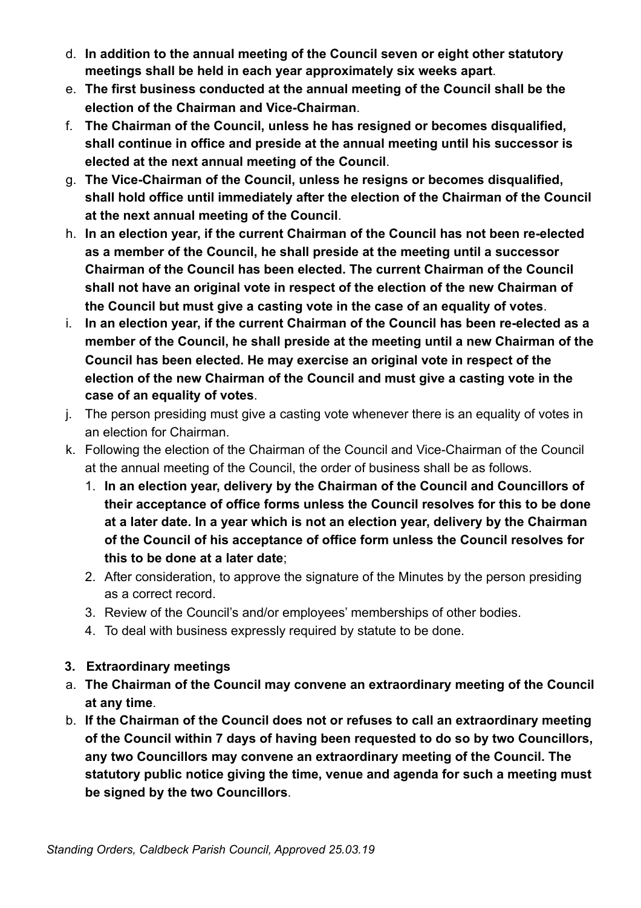d. **In addition to the annual meeting of the Council seven or eight other statutory meetings shall be held in each year approximately six weeks apart**.
e. **The first business conducted at the annual meeting of the Council shall be the election of the Chairman and Vice-Chairman**.
f. **The Chairman of the Council, unless he has resigned or becomes disqualified, shall continue in office and preside at the annual meeting until his successor is elected at the next annual meeting of the Council**.
g. **The Vice-Chairman of the Council, unless he resigns or becomes disqualified, shall hold office until immediately after the election of the Chairman of the Council at the next annual meeting of the Council**.
h. **In an election year, if the current Chairman of the Council has not been re-elected as a member of the Council, he shall preside at the meeting until a successor Chairman of the Council has been elected. The current Chairman of the Council shall not have an original vote in respect of the election of the new Chairman of the Council but must give a casting vote in the case of an equality of votes**.
i. **In an election year, if the current Chairman of the Council has been re-elected as a member of the Council, he shall preside at the meeting until a new Chairman of the Council has been elected. He may exercise an original vote in respect of the election of the new Chairman of the Council and must give a casting vote in the case of an equality of votes**.
j. The person presiding must give a casting vote whenever there is an equality of votes in an election for Chairman.
k. Following the election of the Chairman of the Council and Vice-Chairman of the Council at the annual meeting of the Council, the order of business shall be as follows.
   1. **In an election year, delivery by the Chairman of the Council and Councillors of their acceptance of office forms unless the Council resolves for this to be done at a later date. In a year which is not an election year, delivery by the Chairman of the Council of his acceptance of office form unless the Council resolves for this to be done at a later date**;
   2. After consideration, to approve the signature of the Minutes by the person presiding as a correct record.
   3. Review of the Council's and/or employees' memberships of other bodies.
   4. To deal with business expressly required by statute to be done.

**3. Extraordinary meetings**

a. **The Chairman of the Council may convene an extraordinary meeting of the Council at any time**.
b. **If the Chairman of the Council does not or refuses to call an extraordinary meeting of the Council within 7 days of having been requested to do so by two Councillors, any two Councillors may convene an extraordinary meeting of the Council. The statutory public notice giving the time, venue and agenda for such a meeting must be signed by the two Councillors**.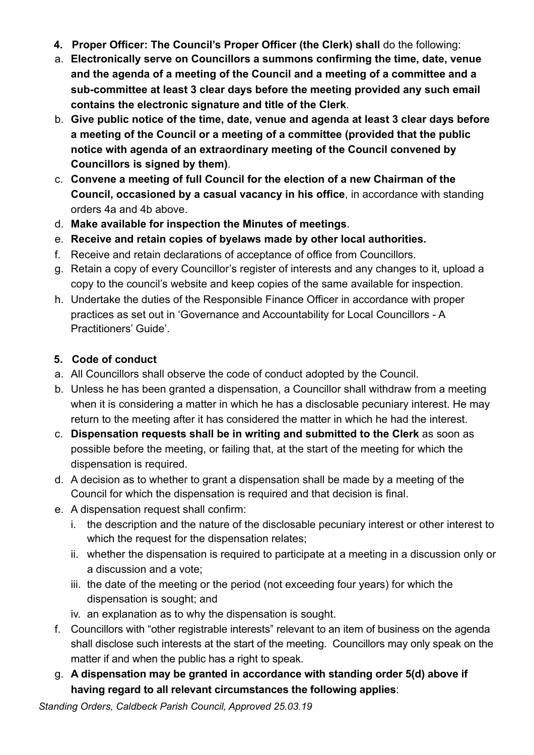4. **Proper Officer: The Council's Proper Officer (the Clerk) shall** do the following:

a. **Electronically serve on Councillors a summons confirming the time, date, venue and the agenda of a meeting of the Council and a meeting of a committee and a sub-committee at least 3 clear days before the meeting provided any such email contains the electronic signature and title of the Clerk**.

b. **Give public notice of the time, date, venue and agenda at least 3 clear days before a meeting of the Council or a meeting of a committee (provided that the public notice with agenda of an extraordinary meeting of the Council convened by Councillors is signed by them)**.

c. **Convene a meeting of full Council for the election of a new Chairman of the Council, occasioned by a casual vacancy in his office**, in accordance with standing orders 4a and 4b above.

d. **Make available for inspection the Minutes of meetings**.

e. **Receive and retain copies of byelaws made by other local authorities.**

f. Receive and retain declarations of acceptance of office from Councillors.

g. Retain a copy of every Councillor's register of interests and any changes to it, upload a copy to the council's website and keep copies of the same available for inspection.

h. Undertake the duties of the Responsible Finance Officer in accordance with proper practices as set out in 'Governance and Accountability for Local Councillors - A Practitioners' Guide'.

5. **Code of conduct**

a. All Councillors shall observe the code of conduct adopted by the Council.

b. Unless he has been granted a dispensation, a Councillor shall withdraw from a meeting when it is considering a matter in which he has a disclosable pecuniary interest. He may return to the meeting after it has considered the matter in which he had the interest.

c. **Dispensation requests shall be in writing and submitted to the Clerk** as soon as possible before the meeting, or failing that, at the start of the meeting for which the dispensation is required.

d. A decision as to whether to grant a dispensation shall be made by a meeting of the Council for which the dispensation is required and that decision is final.

e. A dispensation request shall confirm:
   i. the description and the nature of the disclosable pecuniary interest or other interest to which the request for the dispensation relates;
   ii. whether the dispensation is required to participate at a meeting in a discussion only or a discussion and a vote;
   iii. the date of the meeting or the period (not exceeding four years) for which the dispensation is sought; and
   iv. an explanation as to why the dispensation is sought.

f. Councillors with "other registrable interests" relevant to an item of business on the agenda shall disclose such interests at the start of the meeting. Councillors may only speak on the matter if and when the public has a right to speak.

g. **A dispensation may be granted in accordance with standing order 5(d) above if having regard to all relevant circumstances the following applies**: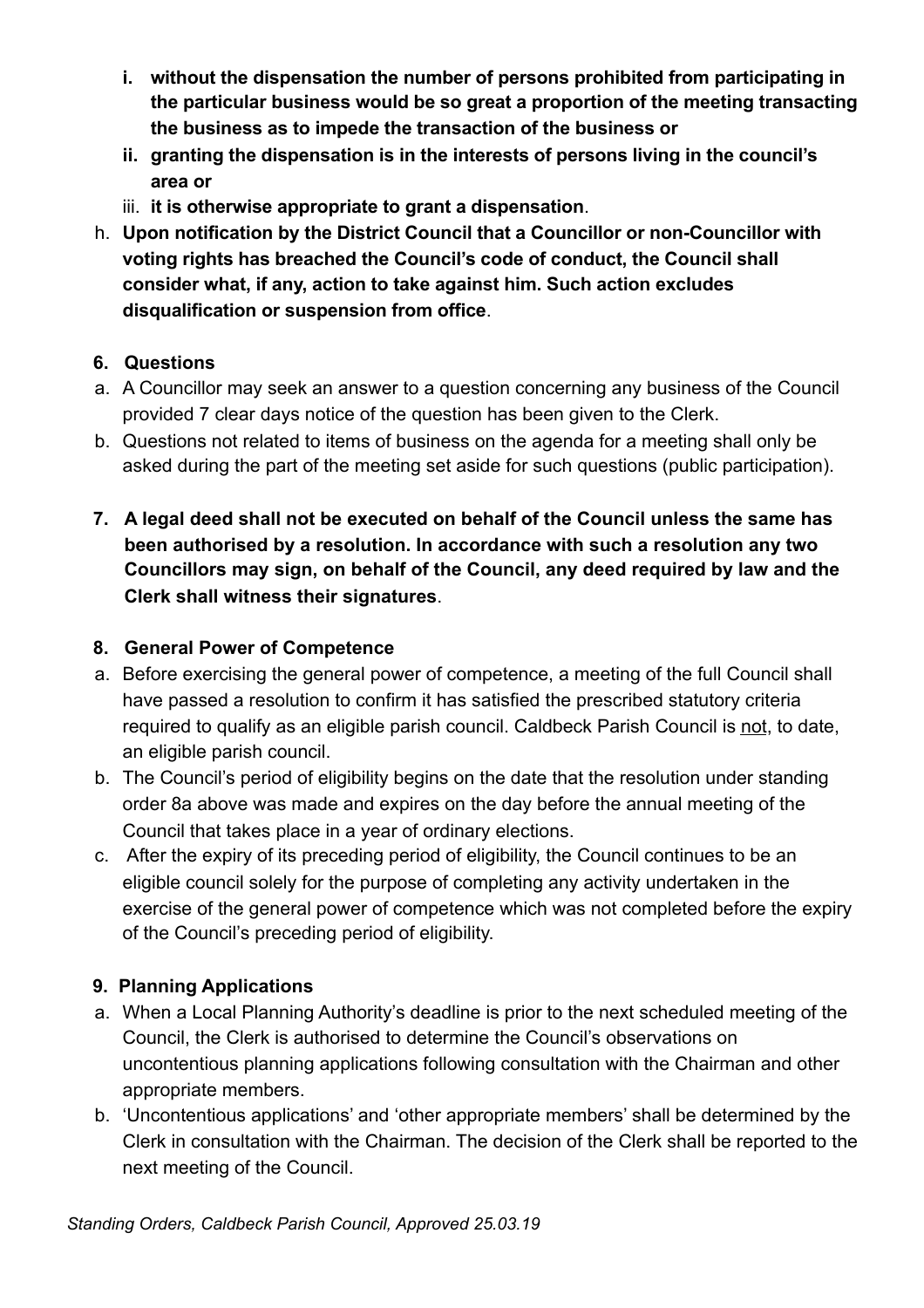i. **without the dispensation the number of persons prohibited from participating in the particular business would be so great a proportion of the meeting transacting the business as to impede the transaction of the business or**
  ii. **granting the dispensation is in the interests of persons living in the council's area or**
  iii. **it is otherwise appropriate to grant a dispensation**.

h. **Upon notification by the District Council that a Councillor or non-Councillor with voting rights has breached the Council's code of conduct, the Council shall consider what, if any, action to take against him. Such action excludes disqualification or suspension from office**.

**6. Questions**

a. A Councillor may seek an answer to a question concerning any business of the Council provided 7 clear days notice of the question has been given to the Clerk.

b. Questions not related to items of business on the agenda for a meeting shall only be asked during the part of the meeting set aside for such questions (public participation).

**7. A legal deed shall not be executed on behalf of the Council unless the same has been authorised by a resolution. In accordance with such a resolution any two Councillors may sign, on behalf of the Council, any deed required by law and the Clerk shall witness their signatures**.

**8. General Power of Competence**

a. Before exercising the general power of competence, a meeting of the full Council shall have passed a resolution to confirm it has satisfied the prescribed statutory criteria required to qualify as an eligible parish council. Caldbeck Parish Council is <u>not</u>, to date, an eligible parish council.

b. The Council's period of eligibility begins on the date that the resolution under standing order 8a above was made and expires on the day before the annual meeting of the Council that takes place in a year of ordinary elections.

c. After the expiry of its preceding period of eligibility, the Council continues to be an eligible council solely for the purpose of completing any activity undertaken in the exercise of the general power of competence which was not completed before the expiry of the Council's preceding period of eligibility.

**9. Planning Applications**

a. When a Local Planning Authority's deadline is prior to the next scheduled meeting of the Council, the Clerk is authorised to determine the Council's observations on uncontentious planning applications following consultation with the Chairman and other appropriate members.

b. 'Uncontentious applications' and 'other appropriate members' shall be determined by the Clerk in consultation with the Chairman. The decision of the Clerk shall be reported to the next meeting of the Council.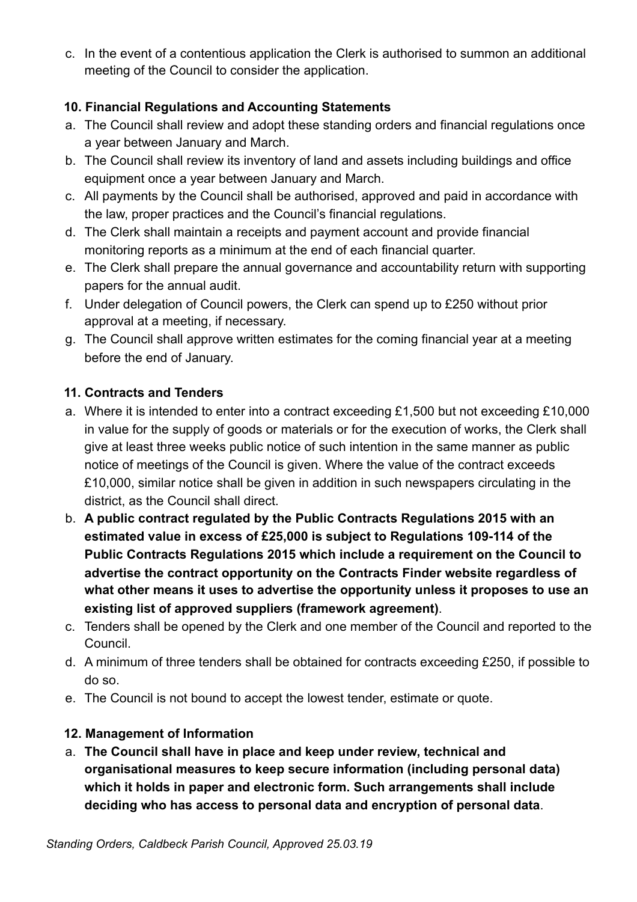c. In the event of a contentious application the Clerk is authorised to summon an additional meeting of the Council to consider the application.

**10. Financial Regulations and Accounting Statements**

a. The Council shall review and adopt these standing orders and financial regulations once a year between January and March.
b. The Council shall review its inventory of land and assets including buildings and office equipment once a year between January and March.
c. All payments by the Council shall be authorised, approved and paid in accordance with the law, proper practices and the Council's financial regulations.
d. The Clerk shall maintain a receipts and payment account and provide financial monitoring reports as a minimum at the end of each financial quarter.
e. The Clerk shall prepare the annual governance and accountability return with supporting papers for the annual audit.
f. Under delegation of Council powers, the Clerk can spend up to £250 without prior approval at a meeting, if necessary.
g. The Council shall approve written estimates for the coming financial year at a meeting before the end of January.

**11. Contracts and Tenders**

a. Where it is intended to enter into a contract exceeding £1,500 but not exceeding £10,000 in value for the supply of goods or materials or for the execution of works, the Clerk shall give at least three weeks public notice of such intention in the same manner as public notice of meetings of the Council is given. Where the value of the contract exceeds £10,000, similar notice shall be given in addition in such newspapers circulating in the district, as the Council shall direct.
b. **A public contract regulated by the Public Contracts Regulations 2015 with an estimated value in excess of £25,000 is subject to Regulations 109-114 of the Public Contracts Regulations 2015 which include a requirement on the Council to advertise the contract opportunity on the Contracts Finder website regardless of what other means it uses to advertise the opportunity unless it proposes to use an existing list of approved suppliers (framework agreement)**.
c. Tenders shall be opened by the Clerk and one member of the Council and reported to the Council.
d. A minimum of three tenders shall be obtained for contracts exceeding £250, if possible to do so.
e. The Council is not bound to accept the lowest tender, estimate or quote.

**12. Management of Information**

a. **The Council shall have in place and keep under review, technical and organisational measures to keep secure information (including personal data) which it holds in paper and electronic form. Such arrangements shall include deciding who has access to personal data and encryption of personal data**.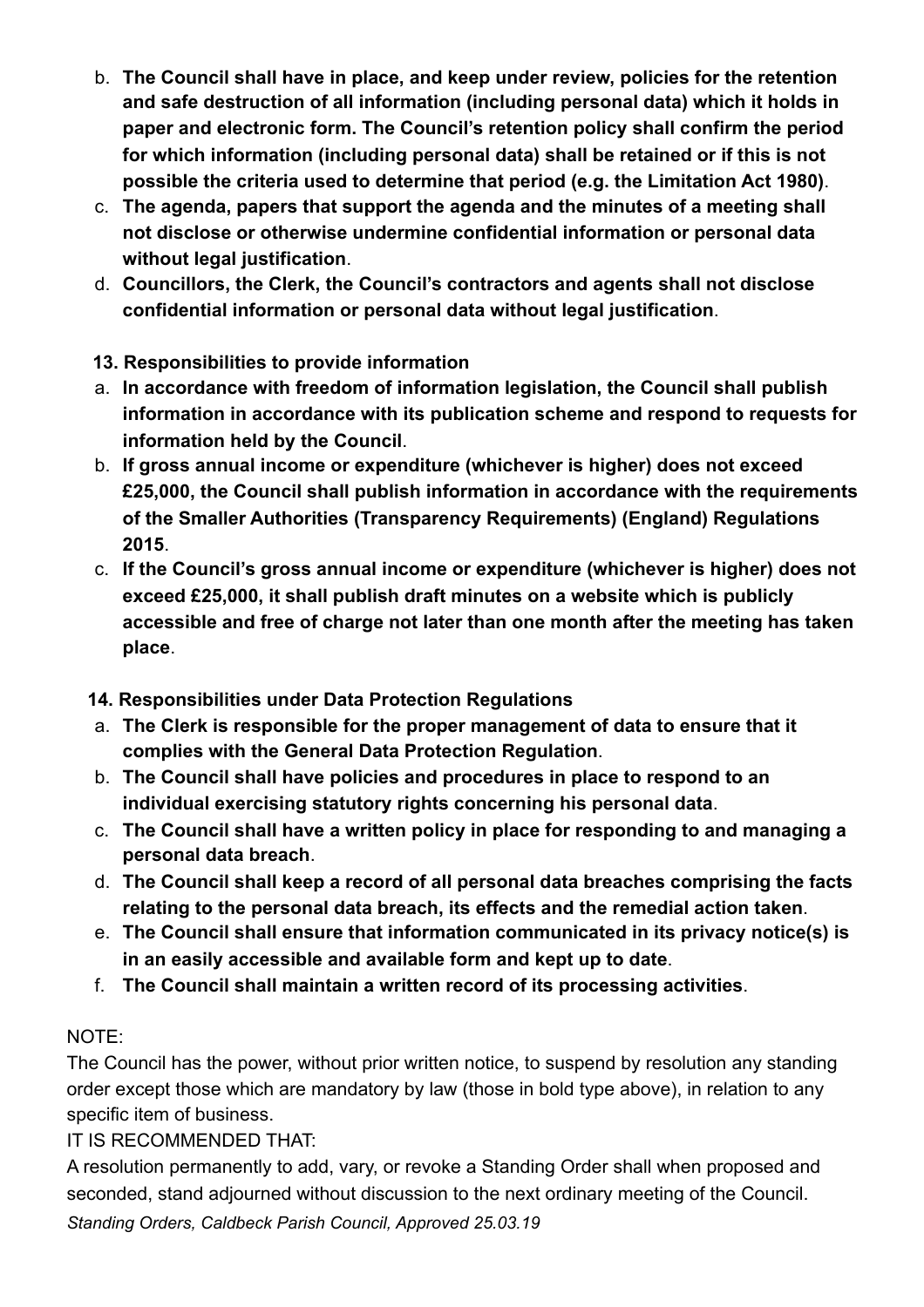b. **The Council shall have in place, and keep under review, policies for the retention and safe destruction of all information (including personal data) which it holds in paper and electronic form. The Council's retention policy shall confirm the period for which information (including personal data) shall be retained or if this is not possible the criteria used to determine that period (e.g. the Limitation Act 1980)**.
c. **The agenda, papers that support the agenda and the minutes of a meeting shall not disclose or otherwise undermine confidential information or personal data without legal justification**.
d. **Councillors, the Clerk, the Council's contractors and agents shall not disclose confidential information or personal data without legal justification**.

**13. Responsibilities to provide information**

a. **In accordance with freedom of information legislation, the Council shall publish information in accordance with its publication scheme and respond to requests for information held by the Council**.
b. **If gross annual income or expenditure (whichever is higher) does not exceed £25,000, the Council shall publish information in accordance with the requirements of the Smaller Authorities (Transparency Requirements) (England) Regulations 2015**.
c. **If the Council's gross annual income or expenditure (whichever is higher) does not exceed £25,000, it shall publish draft minutes on a website which is publicly accessible and free of charge not later than one month after the meeting has taken place**.

**14. Responsibilities under Data Protection Regulations**

a. **The Clerk is responsible for the proper management of data to ensure that it complies with the General Data Protection Regulation**.
b. **The Council shall have policies and procedures in place to respond to an individual exercising statutory rights concerning his personal data**.
c. **The Council shall have a written policy in place for responding to and managing a personal data breach**.
d. **The Council shall keep a record of all personal data breaches comprising the facts relating to the personal data breach, its effects and the remedial action taken**.
e. **The Council shall ensure that information communicated in its privacy notice(s) is in an easily accessible and available form and kept up to date**.
f. **The Council shall maintain a written record of its processing activities**.

NOTE:
The Council has the power, without prior written notice, to suspend by resolution any standing order except those which are mandatory by law (those in bold type above), in relation to any specific item of business.

IT IS RECOMMENDED THAT:
A resolution permanently to add, vary, or revoke a Standing Order shall when proposed and seconded, stand adjourned without discussion to the next ordinary meeting of the Council.

*Standing Orders, Caldbeck Parish Council, Approved 25.03.19*